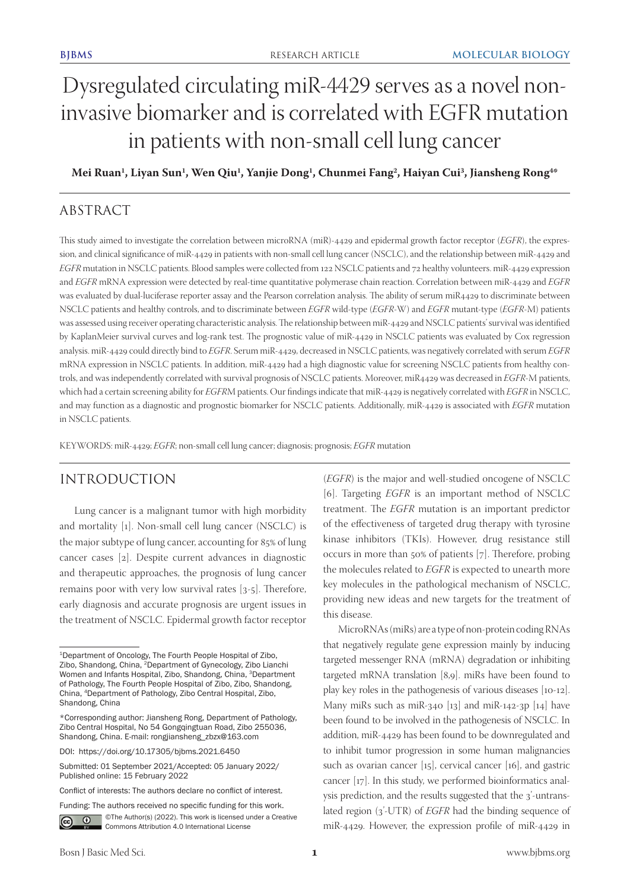# Dysregulated circulating miR-4429 serves as a novel non-invasive biomarker and is correlated with EGFR mutation in patients with non-small cell lung cancer

**Mei Ruan[1], Liyan Sun[1], Wen Qiu[1], Yanjie Dong[1], Chunmei Fang[2], Haiyan Cui[3], Jiansheng Rong[4*]**

## ABSTRACT

This study aimed to investigate the correlation between microRNA (miR)-4429 and epidermal growth factor receptor (*EGFR*), the expression, and clinical significance of miR-4429 in patients with non-small cell lung cancer (NSCLC), and the relationship between miR-4429 and *EGFR* mutation in NSCLC patients. Blood samples were collected from 122 NSCLC patients and 72 healthy volunteers. miR-4429 expression and *EGFR* mRNA expression were detected by real-time quantitative polymerase chain reaction. Correlation between miR-4429 and *EGFR* was evaluated by dual-luciferase reporter assay and the Pearson correlation analysis. The ability of serum miR4429 to discriminate between NSCLC patients and healthy controls, and to discriminate between *EGFR* wild-type (*EGFR*-W) and *EGFR* mutant-type (*EGFR*-M) patients was assessed using receiver operating characteristic analysis. The relationship between miR-4429 and NSCLC patients' survival was identified by KaplanMeier survival curves and log-rank test. The prognostic value of miR-4429 in NSCLC patients was evaluated by Cox regression analysis. miR-4429 could directly bind to *EGFR*. Serum miR-4429, decreased in NSCLC patients, was negatively correlated with serum *EGFR* mRNA expression in NSCLC patients. In addition, miR-4429 had a high diagnostic value for screening NSCLC patients from healthy controls, and was independently correlated with survival prognosis of NSCLC patients. Moreover, miR4429 was decreased in *EGFR*-M patients, which had a certain screening ability for *EGFR*M patients. Our findings indicate that miR-4429 is negatively correlated with *EGFR* in NSCLC, and may function as a diagnostic and prognostic biomarker for NSCLC patients. Additionally, miR-4429 is associated with *EGFR* mutation in NSCLC patients.

KEYWORDS: miR-4429; *EGFR*; non-small cell lung cancer; diagnosis; prognosis; *EGFR* mutation

## INTRODUCTION

Lung cancer is a malignant tumor with high morbidity and mortality [1]. Non-small cell lung cancer (NSCLC) is the major subtype of lung cancer, accounting for 85% of lung cancer cases [2]. Despite current advances in diagnostic and therapeutic approaches, the prognosis of lung cancer remains poor with very low survival rates [3-5]. Therefore, early diagnosis and accurate prognosis are urgent issues in the treatment of NSCLC. Epidermal growth factor receptor (*EGFR*) is the major and well-studied oncogene of NSCLC [6]. Targeting *EGFR* is an important method of NSCLC treatment. The *EGFR* mutation is an important predictor of the effectiveness of targeted drug therapy with tyrosine kinase inhibitors (TKIs). However, drug resistance still occurs in more than 50% of patients [7]. Therefore, probing the molecules related to *EGFR* is expected to unearth more key molecules in the pathological mechanism of NSCLC, providing new ideas and new targets for the treatment of this disease.

MicroRNAs (miRs) are a type of non-protein coding RNAs that negatively regulate gene expression mainly by inducing targeted messenger RNA (mRNA) degradation or inhibiting targeted mRNA translation [8,9]. miRs have been found to play key roles in the pathogenesis of various diseases [10-12]. Many miRs such as miR-340 [13] and miR-142-3p [14] have been found to be involved in the pathogenesis of NSCLC. In addition, miR-4429 has been found to be downregulated and to inhibit tumor progression in some human malignancies such as ovarian cancer [15], cervical cancer [16], and gastric cancer [17]. In this study, we performed bioinformatics analysis prediction, and the results suggested that the 3′-untranslated region (3′-UTR) of *EGFR* had the binding sequence of miR-4429. However, the expression profile of miR-4429 in

[1]Department of Oncology, The Fourth People Hospital of Zibo, Zibo, Shandong, China, [2]Department of Gynecology, Zibo Lianchi Women and Infants Hospital, Zibo, Shandong, China, [3]Department of Pathology, The Fourth People Hospital of Zibo, Zibo, Shandong, China, [4]Department of Pathology, Zibo Central Hospital, Zibo, Shandong, China

*Corresponding author: Jiansheng Rong, Department of Pathology, Zibo Central Hospital, No 54 Gongqingtuan Road, Zibo 255036, Shandong, China. E-mail: rongjiansheng_zbzx@163.com

DOI: https://doi.org/10.17305/bjbms.2021.6450

Submitted: 01 September 2021/Accepted: 05 January 2022/ Published online: 15 February 2022

Conflict of interests: The authors declare no conflict of interest.

Funding: The authors received no specific funding for this work.

©The Author(s) (2022). This work is licensed under a Creative Commons Attribution 4.0 International License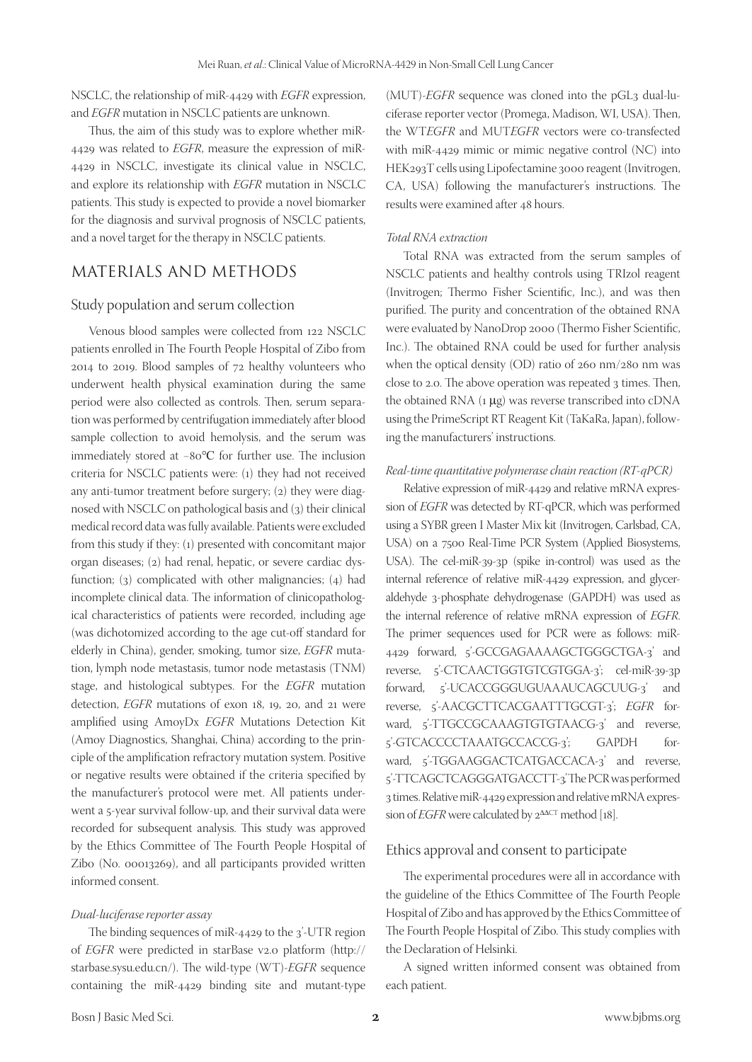NSCLC, the relationship of miR-4429 with *EGFR* expression, and *EGFR* mutation in NSCLC patients are unknown.

Thus, the aim of this study was to explore whether miR-4429 was related to *EGFR*, measure the expression of miR-4429 in NSCLC, investigate its clinical value in NSCLC, and explore its relationship with *EGFR* mutation in NSCLC patients. This study is expected to provide a novel biomarker for the diagnosis and survival prognosis of NSCLC patients, and a novel target for the therapy in NSCLC patients.

## MATERIALS AND METHODS

### Study population and serum collection

Venous blood samples were collected from 122 NSCLC patients enrolled in The Fourth People Hospital of Zibo from 2014 to 2019. Blood samples of 72 healthy volunteers who underwent health physical examination during the same period were also collected as controls. Then, serum separation was performed by centrifugation immediately after blood sample collection to avoid hemolysis, and the serum was immediately stored at −80°C for further use. The inclusion criteria for NSCLC patients were: (1) they had not received any anti-tumor treatment before surgery; (2) they were diagnosed with NSCLC on pathological basis and (3) their clinical medical record data was fully available. Patients were excluded from this study if they: (1) presented with concomitant major organ diseases; (2) had renal, hepatic, or severe cardiac dysfunction; (3) complicated with other malignancies; (4) had incomplete clinical data. The information of clinicopathological characteristics of patients were recorded, including age (was dichotomized according to the age cut-off standard for elderly in China), gender, smoking, tumor size, *EGFR* mutation, lymph node metastasis, tumor node metastasis (TNM) stage, and histological subtypes. For the *EGFR* mutation detection, *EGFR* mutations of exon 18, 19, 20, and 21 were amplified using AmoyDx *EGFR* Mutations Detection Kit (Amoy Diagnostics, Shanghai, China) according to the principle of the amplification refractory mutation system. Positive or negative results were obtained if the criteria specified by the manufacturer's protocol were met. All patients underwent a 5-year survival follow-up, and their survival data were recorded for subsequent analysis. This study was approved by the Ethics Committee of The Fourth People Hospital of Zibo (No. 00013269), and all participants provided written informed consent.

#### *Dual-luciferase reporter assay*

The binding sequences of miR-4429 to the 3'-UTR region of *EGFR* were predicted in starBase v2.0 platform (http://starbase.sysu.edu.cn/). The wild-type (WT)-*EGFR* sequence containing the miR-4429 binding site and mutant-type (MUT)-*EGFR* sequence was cloned into the pGL3 dual-luciferase reporter vector (Promega, Madison, WI, USA). Then, the WT*EGFR* and MUT*EGFR* vectors were co-transfected with miR-4429 mimic or mimic negative control (NC) into HEK293T cells using Lipofectamine 3000 reagent (Invitrogen, CA, USA) following the manufacturer's instructions. The results were examined after 48 hours.

#### *Total RNA extraction*

Total RNA was extracted from the serum samples of NSCLC patients and healthy controls using TRIzol reagent (Invitrogen; Thermo Fisher Scientific, Inc.), and was then purified. The purity and concentration of the obtained RNA were evaluated by NanoDrop 2000 (Thermo Fisher Scientific, Inc.). The obtained RNA could be used for further analysis when the optical density (OD) ratio of 260 nm/280 nm was close to 2.0. The above operation was repeated 3 times. Then, the obtained RNA (1 μg) was reverse transcribed into cDNA using the PrimeScript RT Reagent Kit (TaKaRa, Japan), following the manufacturers' instructions.

#### *Real-time quantitative polymerase chain reaction (RT-qPCR)*

Relative expression of miR-4429 and relative mRNA expression of *EGFR* was detected by RT-qPCR, which was performed using a SYBR green I Master Mix kit (Invitrogen, Carlsbad, CA, USA) on a 7500 Real-Time PCR System (Applied Biosystems, USA). The cel-miR-39-3p (spike in-control) was used as the internal reference of relative miR-4429 expression, and glyceraldehyde 3-phosphate dehydrogenase (GAPDH) was used as the internal reference of relative mRNA expression of *EGFR*. The primer sequences used for PCR were as follows: miR-4429 forward, 5'-GCCGAGAAAAGCTGGGCTGA-3' and reverse, 5'-CTCAACTGGTGTCGTGGA-3'; cel-miR-39-3p forward, 5'-UCACCGGGUGUAAAUCAGCUUG-3' and reverse, 5'-AACGCTTCACGAATTTGCGT-3'; *EGFR* forward, 5'-TTGCCGCAAAGTGTGTAACG-3' and reverse, 5'-GTCACCCCTAAATGCCACCG-3'; GAPDH forward, 5'-TGGAAGGACTCATGACCACA-3' and reverse, 5'-TTCAGCTCAGGGATGACCTT-3'. The PCR was performed 3 times. Relative miR-4429 expression and relative mRNA expression of *EGFR* were calculated by $2^{-\Delta\Delta CT}$ method [18].

### Ethics approval and consent to participate

The experimental procedures were all in accordance with the guideline of the Ethics Committee of The Fourth People Hospital of Zibo and has approved by the Ethics Committee of The Fourth People Hospital of Zibo. This study complies with the Declaration of Helsinki.

A signed written informed consent was obtained from each patient.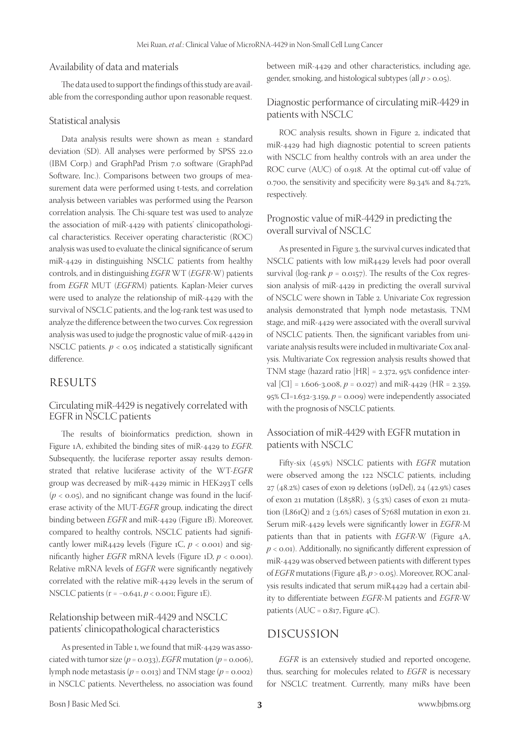### Availability of data and materials

The data used to support the findings of this study are available from the corresponding author upon reasonable request.

### Statistical analysis

Data analysis results were shown as mean ± standard deviation (SD). All analyses were performed by SPSS 22.0 (IBM Corp.) and GraphPad Prism 7.0 software (GraphPad Software, Inc.). Comparisons between two groups of measurement data were performed using t-tests, and correlation analysis between variables was performed using the Pearson correlation analysis. The Chi-square test was used to analyze the association of miR-4429 with patients' clinicopathological characteristics. Receiver operating characteristic (ROC) analysis was used to evaluate the clinical significance of serum miR-4429 in distinguishing NSCLC patients from healthy controls, and in distinguishing *EGFR* WT (*EGFR*-W) patients from *EGFR* MUT (*EGFR*M) patients. Kaplan-Meier curves were used to analyze the relationship of miR-4429 with the survival of NSCLC patients, and the log-rank test was used to analyze the difference between the two curves. Cox regression analysis was used to judge the prognostic value of miR-4429 in NSCLC patients. $p < 0.05$ indicated a statistically significant difference.

## RESULTS

### Circulating miR-4429 is negatively correlated with EGFR in NSCLC patients

The results of bioinformatics prediction, shown in Figure 1A, exhibited the binding sites of miR-4429 to *EGFR*. Subsequently, the luciferase reporter assay results demonstrated that relative luciferase activity of the WT-*EGFR* group was decreased by miR-4429 mimic in HEK293T cells ($p < 0.05$), and no significant change was found in the luciferase activity of the MUT-*EGFR* group, indicating the direct binding between *EGFR* and miR-4429 (Figure 1B). Moreover, compared to healthy controls, NSCLC patients had significantly lower miR4429 levels (Figure 1C, $p < 0.001$) and significantly higher *EGFR* mRNA levels (Figure 1D, $p < 0.001$). Relative mRNA levels of *EGFR* were significantly negatively correlated with the relative miR-4429 levels in the serum of NSCLC patients ($r = -0.641$, $p < 0.001$; Figure 1E).

### Relationship between miR-4429 and NSCLC patients' clinicopathological characteristics

As presented in Table 1, we found that miR-4429 was associated with tumor size ($p = 0.033$), *EGFR* mutation ($p = 0.006$), lymph node metastasis ($p = 0.013$) and TNM stage ($p = 0.002$) in NSCLC patients. Nevertheless, no association was found between miR-4429 and other characteristics, including age, gender, smoking, and histological subtypes (all $p > 0.05$).

### Diagnostic performance of circulating miR-4429 in patients with NSCLC

ROC analysis results, shown in Figure 2, indicated that miR-4429 had high diagnostic potential to screen patients with NSCLC from healthy controls with an area under the ROC curve (AUC) of 0.918. At the optimal cut-off value of 0.700, the sensitivity and specificity were 89.34% and 84.72%, respectively.

### Prognostic value of miR-4429 in predicting the overall survival of NSCLC

As presented in Figure 3, the survival curves indicated that NSCLC patients with low miR4429 levels had poor overall survival (log-rank $p = 0.0157$). The results of the Cox regression analysis of miR-4429 in predicting the overall survival of NSCLC were shown in Table 2. Univariate Cox regression analysis demonstrated that lymph node metastasis, TNM stage, and miR-4429 were associated with the overall survival of NSCLC patients. Then, the significant variables from univariate analysis results were included in multivariate Cox analysis. Multivariate Cox regression analysis results showed that TNM stage (hazard ratio [HR] = 2.372, 95% confidence interval [CI] = 1.606-3.008, $p = 0.027$) and miR-4429 (HR = 2.359, 95% CI=1.632-3.159, $p = 0.009$) were independently associated with the prognosis of NSCLC patients.

### Association of miR-4429 with EGFR mutation in patients with NSCLC

Fifty-six (45.9%) NSCLC patients with *EGFR* mutation were observed among the 122 NSCLC patients, including 27 (48.2%) cases of exon 19 deletions (19Del), 24 (42.9%) cases of exon 21 mutation (L858R), 3 (5.3%) cases of exon 21 mutation (L861Q) and 2 (3.6%) cases of S768I mutation in exon 21. Serum miR-4429 levels were significantly lower in *EGFR*-M patients than that in patients with *EGFR*-W (Figure 4A, $p < 0.01$). Additionally, no significantly different expression of miR-4429 was observed between patients with different types of *EGFR* mutations (Figure 4B, $p > 0.05$). Moreover, ROC analysis results indicated that serum miR4429 had a certain ability to differentiate between *EGFR*-M patients and *EGFR*-W patients (AUC = 0.817, Figure 4C).

## DISCUSSION

*EGFR* is an extensively studied and reported oncogene, thus, searching for molecules related to *EGFR* is necessary for NSCLC treatment. Currently, many miRs have been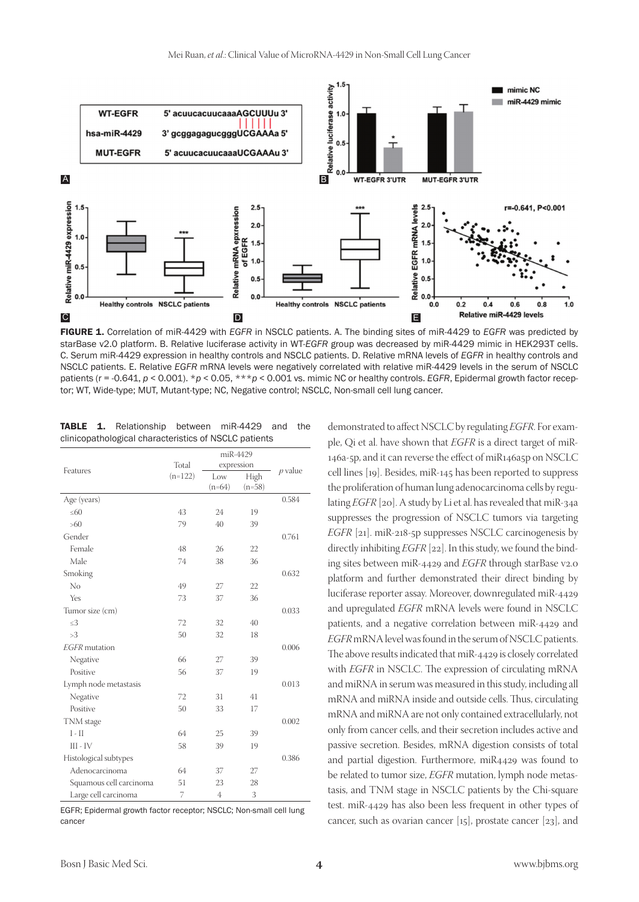A

| WT-EGFR | 5' acuucacuucaaaAGCUUUu 3' |
|---|---|
| hsa-miR-4429 | 3' gcggagagucgggUCGAAAa 5' |
| MUT-EGFR | 5' acuucacuucaaaUCGAAAu 3' |

B

Relative luciferase activity

mimic NC

miR-4429 mimic

WT-EGFR 3'UTR

MUT-EGFR 3'UTR

C

Relative miR-4429 expression

Healthy controls NSCLC patients

D

Relative mRNA epxression of EGFR

Healthy controls NSCLC patients

E

Relative EGFR mRNA levels

r=-0.641, P<0.001

Relative miR-4429 levels

**FIGURE 1.** Correlation of miR-4429 with *EGFR* in NSCLC patients. A. The binding sites of miR-4429 to *EGFR* was predicted by starBase v2.0 platform. B. Relative luciferase activity in WT-*EGFR* group was decreased by miR-4429 mimic in HEK293T cells. C. Serum miR-4429 expression in healthy controls and NSCLC patients. D. Relative mRNA levels of *EGFR* in healthy controls and NSCLC patients. E. Relative *EGFR* mRNA levels were negatively correlated with relative miR-4429 levels in the serum of NSCLC patients (r = -0.641, $p < 0.001$). *$p < 0.05$, ***$p < 0.001$ vs. mimic NC or healthy controls. *EGFR*, Epidermal growth factor receptor; WT, Wide-type; MUT, Mutant-type; NC, Negative control; NSCLC, Non-small cell lung cancer.

**TABLE 1.** Relationship between miR-4429 and the clinicopathological characteristics of NSCLC patients

| Features | Total (n=122) | miR-4429 expression | | *p* value |
|---|---|---|---|---|
| | | Low (n=64) | High (n=58) | |
| Age (years) | | | | 0.584 |
| ≤60 | 43 | 24 | 19 | |
| >60 | 79 | 40 | 39 | |
| Gender | | | | 0.761 |
| Female | 48 | 26 | 22 | |
| Male | 74 | 38 | 36 | |
| Smoking | | | | 0.632 |
| No | 49 | 27 | 22 | |
| Yes | 73 | 37 | 36 | |
| Tumor size (cm) | | | | 0.033 |
| ≤3 | 72 | 32 | 40 | |
| >3 | 50 | 32 | 18 | |
| *EGFR* mutation | | | | 0.006 |
| Negative | 66 | 27 | 39 | |
| Positive | 56 | 37 | 19 | |
| Lymph node metastasis | | | | 0.013 |
| Negative | 72 | 31 | 41 | |
| Positive | 50 | 33 | 17 | |
| TNM stage | | | | 0.002 |
| I - II | 64 | 25 | 39 | |
| III - IV | 58 | 39 | 19 | |
| Histological subtypes | | | | 0.386 |
| Adenocarcinoma | 64 | 37 | 27 | |
| Squamous cell carcinoma | 51 | 23 | 28 | |
| Large cell carcinoma | 7 | 4 | 3 | |

EGFR; Epidermal growth factor receptor; NSCLC; Non-small cell lung cancer

demonstrated to affect NSCLC by regulating *EGFR*. For example, Qi et al. have shown that *EGFR* is a direct target of miR-146a-5p, and it can reverse the effect of miR146a5p on NSCLC cell lines [19]. Besides, miR-145 has been reported to suppress the proliferation of human lung adenocarcinoma cells by regulating *EGFR* [20]. A study by Li et al. has revealed that miR-34a suppresses the progression of NSCLC tumors via targeting *EGFR* [21]. miR-218-5p suppresses NSCLC carcinogenesis by directly inhibiting *EGFR* [22]. In this study, we found the binding sites between miR-4429 and *EGFR* through starBase v2.0 platform and further demonstrated their direct binding by luciferase reporter assay. Moreover, downregulated miR-4429 and upregulated *EGFR* mRNA levels were found in NSCLC patients, and a negative correlation between miR-4429 and *EGFR* mRNA level was found in the serum of NSCLC patients. The above results indicated that miR-4429 is closely correlated with *EGFR* in NSCLC. The expression of circulating mRNA and miRNA in serum was measured in this study, including all mRNA and miRNA inside and outside cells. Thus, circulating mRNA and miRNA are not only contained extracellularly, not only from cancer cells, and their secretion includes active and passive secretion. Besides, mRNA digestion consists of total and partial digestion. Furthermore, miR4429 was found to be related to tumor size, *EGFR* mutation, lymph node metastasis, and TNM stage in NSCLC patients by the Chi-square test. miR-4429 has also been less frequent in other types of cancer, such as ovarian cancer [15], prostate cancer [23], and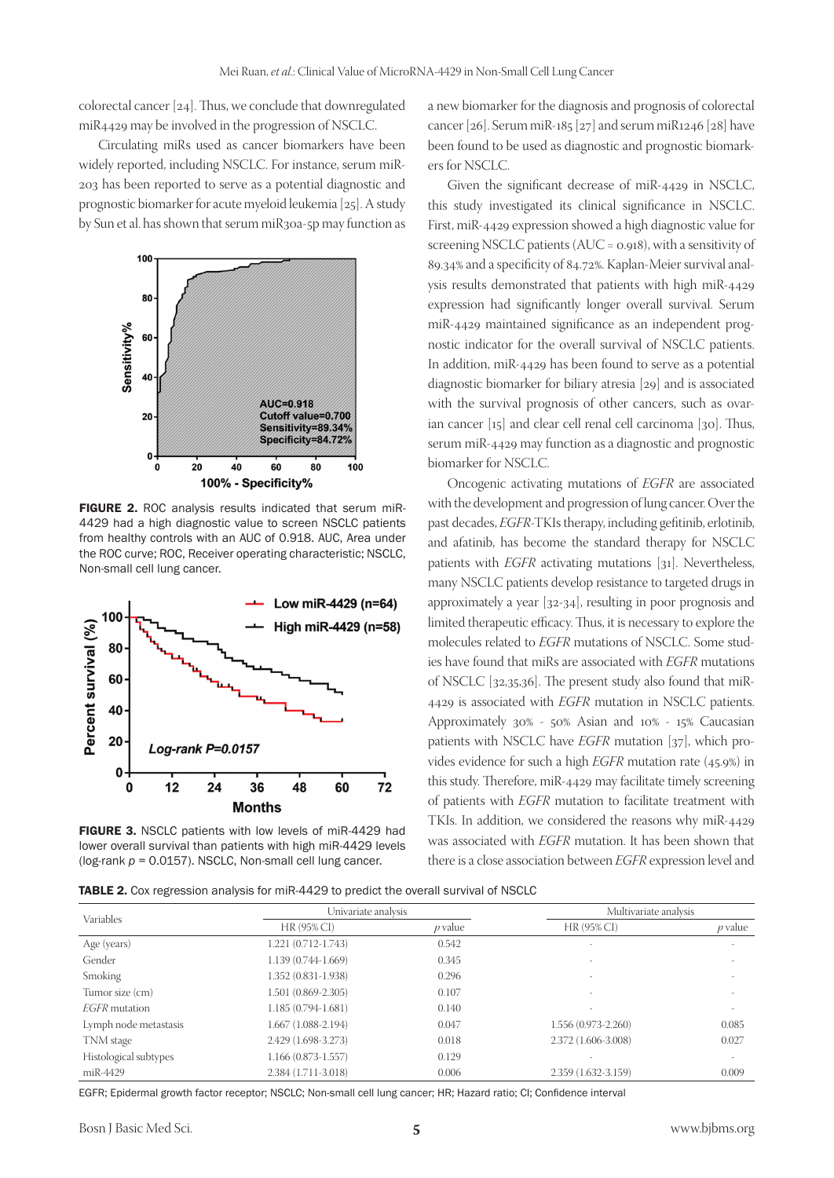colorectal cancer [24]. Thus, we conclude that downregulated miR4429 may be involved in the progression of NSCLC.

Circulating miRs used as cancer biomarkers have been widely reported, including NSCLC. For instance, serum miR-203 has been reported to serve as a potential diagnostic and prognostic biomarker for acute myeloid leukemia [25]. A study by Sun et al. has shown that serum miR30a-5p may function as a new biomarker for the diagnosis and prognosis of colorectal cancer [26]. Serum miR-185 [27] and serum miR1246 [28] have been found to be used as diagnostic and prognostic biomarkers for NSCLC.

Sensitivity%
100% - Specificity%
AUC=0.918
Cutoff value=0.700
Sensitivity=89.34%
Specificity=84.72%

**FIGURE 2.** ROC analysis results indicated that serum miR-4429 had a high diagnostic value to screen NSCLC patients from healthy controls with an AUC of 0.918. AUC, Area under the ROC curve; ROC, Receiver operating characteristic; NSCLC, Non-small cell lung cancer.

Low miR-4429 (n=64)
High miR-4429 (n=58)
Percent survival (%)
Months
Log-rank P=0.0157

**FIGURE 3.** NSCLC patients with low levels of miR-4429 had lower overall survival than patients with high miR-4429 levels (log-rank $p$ = 0.0157). NSCLC, Non-small cell lung cancer.

Given the significant decrease of miR-4429 in NSCLC, this study investigated its clinical significance in NSCLC. First, miR-4429 expression showed a high diagnostic value for screening NSCLC patients (AUC = 0.918), with a sensitivity of 89.34% and a specificity of 84.72%. Kaplan-Meier survival analysis results demonstrated that patients with high miR-4429 expression had significantly longer overall survival. Serum miR-4429 maintained significance as an independent prognostic indicator for the overall survival of NSCLC patients. In addition, miR-4429 has been found to serve as a potential diagnostic biomarker for biliary atresia [29] and is associated with the survival prognosis of other cancers, such as ovarian cancer [15] and clear cell renal cell carcinoma [30]. Thus, serum miR-4429 may function as a diagnostic and prognostic biomarker for NSCLC.

Oncogenic activating mutations of *EGFR* are associated with the development and progression of lung cancer. Over the past decades, *EGFR*-TKIs therapy, including gefitinib, erlotinib, and afatinib, has become the standard therapy for NSCLC patients with *EGFR* activating mutations [31]. Nevertheless, many NSCLC patients develop resistance to targeted drugs in approximately a year [32-34], resulting in poor prognosis and limited therapeutic efficacy. Thus, it is necessary to explore the molecules related to *EGFR* mutations of NSCLC. Some studies have found that miRs are associated with *EGFR* mutations of NSCLC [32,35,36]. The present study also found that miR-4429 is associated with *EGFR* mutation in NSCLC patients. Approximately 30% - 50% Asian and 10% - 15% Caucasian patients with NSCLC have *EGFR* mutation [37], which provides evidence for such a high *EGFR* mutation rate (45.9%) in this study. Therefore, miR-4429 may facilitate timely screening of patients with *EGFR* mutation to facilitate treatment with TKIs. In addition, we considered the reasons why miR-4429 was associated with *EGFR* mutation. It has been shown that there is a close association between *EGFR* expression level and

**TABLE 2.** Cox regression analysis for miR-4429 to predict the overall survival of NSCLC

| Variables | Univariate analysis | | Multivariate analysis | |
|---|---|---|---|---|
| | HR (95% CI) | $p$ value | HR (95% CI) | $p$ value |
| Age (years) | 1.221 (0.712-1.743) | 0.542 | - | - |
| Gender | 1.139 (0.744-1.669) | 0.345 | - | - |
| Smoking | 1.352 (0.831-1.938) | 0.296 | - | - |
| Tumor size (cm) | 1.501 (0.869-2.305) | 0.107 | - | - |
| *EGFR* mutation | 1.185 (0.794-1.681) | 0.140 | - | - |
| Lymph node metastasis | 1.667 (1.088-2.194) | 0.047 | 1.556 (0.973-2.260) | 0.085 |
| TNM stage | 2.429 (1.698-3.273) | 0.018 | 2.372 (1.606-3.008) | 0.027 |
| Histological subtypes | 1.166 (0.873-1.557) | 0.129 | - | - |
| miR-4429 | 2.384 (1.711-3.018) | 0.006 | 2.359 (1.632-3.159) | 0.009 |

EGFR; Epidermal growth factor receptor; NSCLC; Non-small cell lung cancer; HR; Hazard ratio; CI; Confidence interval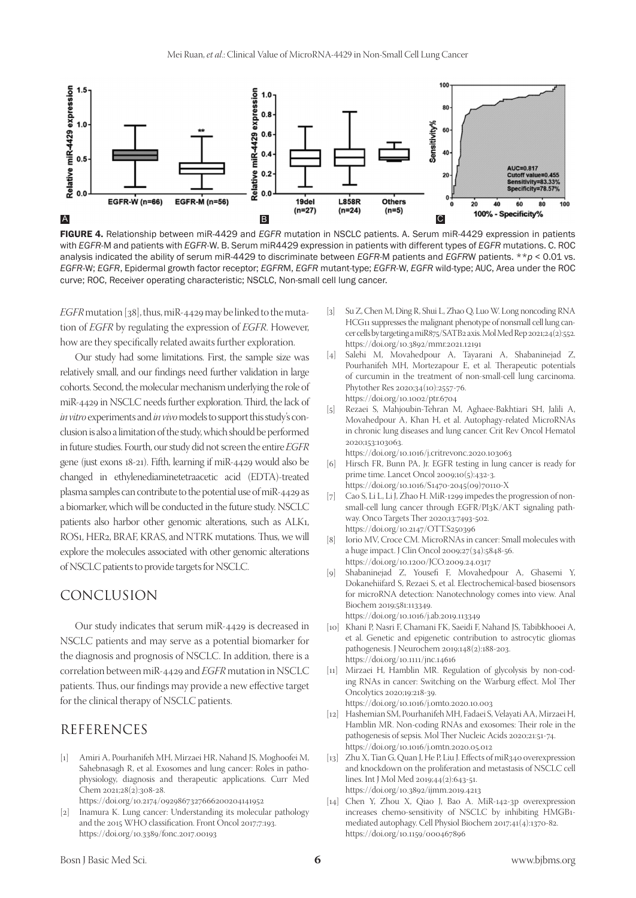A

Relative miR-4429 expression

1.5

1.0

0.5

0.0

**

EGFR-W (n=66)

EGFR-M (n=56)

B

Relative miR-4429 expression

1.0

0.8

0.6

0.4

0.2

0.0

19del (n=27)

L858R (n=24)

Others (n=5)

C

Sensitivity%

100

80

60

40

20

0

0 20 40 60 80 100

100% - Specificity%

AUC=0.817

Cutoff value=0.455

Sensitivity=83.33%

Specificity=78.57%

**FIGURE 4.** Relationship between miR-4429 and *EGFR* mutation in NSCLC patients. A. Serum miR-4429 expression in patients with *EGFR*-M and patients with *EGFR*-W. B. Serum miR4429 expression in patients with different types of *EGFR* mutations. C. ROC analysis indicated the ability of serum miR-4429 to discriminate between *EGFR*-M patients and *EGFR*W patients. $^{**}p < 0.01$ vs. *EGFR*-W; *EGFR*, Epidermal growth factor receptor; *EGFR*M, *EGFR* mutant-type; *EGFR*-W, *EGFR* wild-type; AUC, Area under the ROC curve; ROC, Receiver operating characteristic; NSCLC, Non-small cell lung cancer.

*EGFR* mutation [38], thus, miR-4429 may be linked to the mutation of *EGFR* by regulating the expression of *EGFR*. However, how are they specifically related awaits further exploration.

Our study had some limitations. First, the sample size was relatively small, and our findings need further validation in large cohorts. Second, the molecular mechanism underlying the role of miR-4429 in NSCLC needs further exploration. Third, the lack of *in vitro* experiments and *in vivo* models to support this study's conclusion is also a limitation of the study, which should be performed in future studies. Fourth, our study did not screen the entire *EGFR* gene (just exons 18-21). Fifth, learning if miR-4429 would also be changed in ethylenediaminetetraacetic acid (EDTA)-treated plasma samples can contribute to the potential use of miR-4429 as a biomarker, which will be conducted in the future study. NSCLC patients also harbor other genomic alterations, such as ALK1, ROS1, HER2, BRAF, KRAS, and NTRK mutations. Thus, we will explore the molecules associated with other genomic alterations of NSCLC patients to provide targets for NSCLC.

## CONCLUSION

Our study indicates that serum miR-4429 is decreased in NSCLC patients and may serve as a potential biomarker for the diagnosis and prognosis of NSCLC. In addition, there is a correlation between miR-4429 and *EGFR* mutation in NSCLC patients. Thus, our findings may provide a new effective target for the clinical therapy of NSCLC patients.

## REFERENCES

[1] Amiri A, Pourhanifeh MH, Mirzaei HR, Nahand JS, Moghoofei M, Sahebnasagh R, et al. Exosomes and lung cancer: Roles in pathophysiology, diagnosis and therapeutic applications. Curr Med Chem 2021;28(2):308-28. https://doi.org/10.2174/0929867327666200204141952

[2] Inamura K. Lung cancer: Understanding its molecular pathology and the 2015 WHO classification. Front Oncol 2017;7:193. https://doi.org/10.3389/fonc.2017.00193

[3] Su Z, Chen M, Ding R, Shui L, Zhao Q, Luo W. Long noncoding RNA HCG11 suppresses the malignant phenotype of nonsmall cell lung cancer cells by targeting a miR875/SATB2 axis. Mol Med Rep 2021;24(2):552. https://doi.org/10.3892/mmr.2021.12191

[4] Salehi M, Movahedpour A, Tayarani A, Shabaninejad Z, Pourhanifeh MH, Mortezapour E, et al. Therapeutic potentials of curcumin in the treatment of non-small-cell lung carcinoma. Phytother Res 2020;34(10):2557-76. https://doi.org/10.1002/ptr.6704

[5] Rezaei S, Mahjoubin-Tehran M, Aghaee-Bakhtiari SH, Jalili A, Movahedpour A, Khan H, et al. Autophagy-related MicroRNAs in chronic lung diseases and lung cancer. Crit Rev Oncol Hematol 2020;153:103063. https://doi.org/10.1016/j.critrevonc.2020.103063

[6] Hirsch FR, Bunn PA, Jr. EGFR testing in lung cancer is ready for prime time. Lancet Oncol 2009;10(5):432-3. https://doi.org/10.1016/S1470-2045(09)70110-X

[7] Cao S, Li L, Li J, Zhao H. MiR-1299 impedes the progression of non-small-cell lung cancer through EGFR/PI3K/AKT signaling pathway. Onco Targets Ther 2020;13:7493-502. https://doi.org/10.2147/OTT.S250396

[8] Iorio MV, Croce CM. MicroRNAs in cancer: Small molecules with a huge impact. J Clin Oncol 2009;27(34):5848-56. https://doi.org/10.1200/JCO.2009.24.0317

[9] Shabaninejad Z, Yousefi F, Movahedpour A, Ghasemi Y, Dokanehiifard S, Rezaei S, et al. Electrochemical-based biosensors for microRNA detection: Nanotechnology comes into view. Anal Biochem 2019;581:113349. https://doi.org/10.1016/j.ab.2019.113349

[10] Khani P, Nasri F, Chamani FK, Saeidi F, Nahand JS, Tabibkhooei A, et al. Genetic and epigenetic contribution to astrocytic gliomas pathogenesis. J Neurochem 2019;148(2):188-203. https://doi.org/10.1111/jnc.14616

[11] Mirzaei H, Hamblin MR. Regulation of glycolysis by non-coding RNAs in cancer: Switching on the Warburg effect. Mol Ther Oncolytics 2020;19:218-39. https://doi.org/10.1016/j.omto.2020.10.003

[12] Hashemian SM, Pourhanifeh MH, Fadaei S, Velayati AA, Mirzaei H, Hamblin MR. Non-coding RNAs and exosomes: Their role in the pathogenesis of sepsis. Mol Ther Nucleic Acids 2020;21:51-74. https://doi.org/10.1016/j.omtn.2020.05.012

[13] Zhu X, Tian G, Quan J, He P, Liu J. Effects of miR340 overexpression and knockdown on the proliferation and metastasis of NSCLC cell lines. Int J Mol Med 2019;44(2):643-51. https://doi.org/10.3892/ijmm.2019.4213

[14] Chen Y, Zhou X, Qiao J, Bao A. MiR-142-3p overexpression increases chemo-sensitivity of NSCLC by inhibiting HMGB1-mediated autophagy. Cell Physiol Biochem 2017;41(4):1370-82. https://doi.org/10.1159/000467896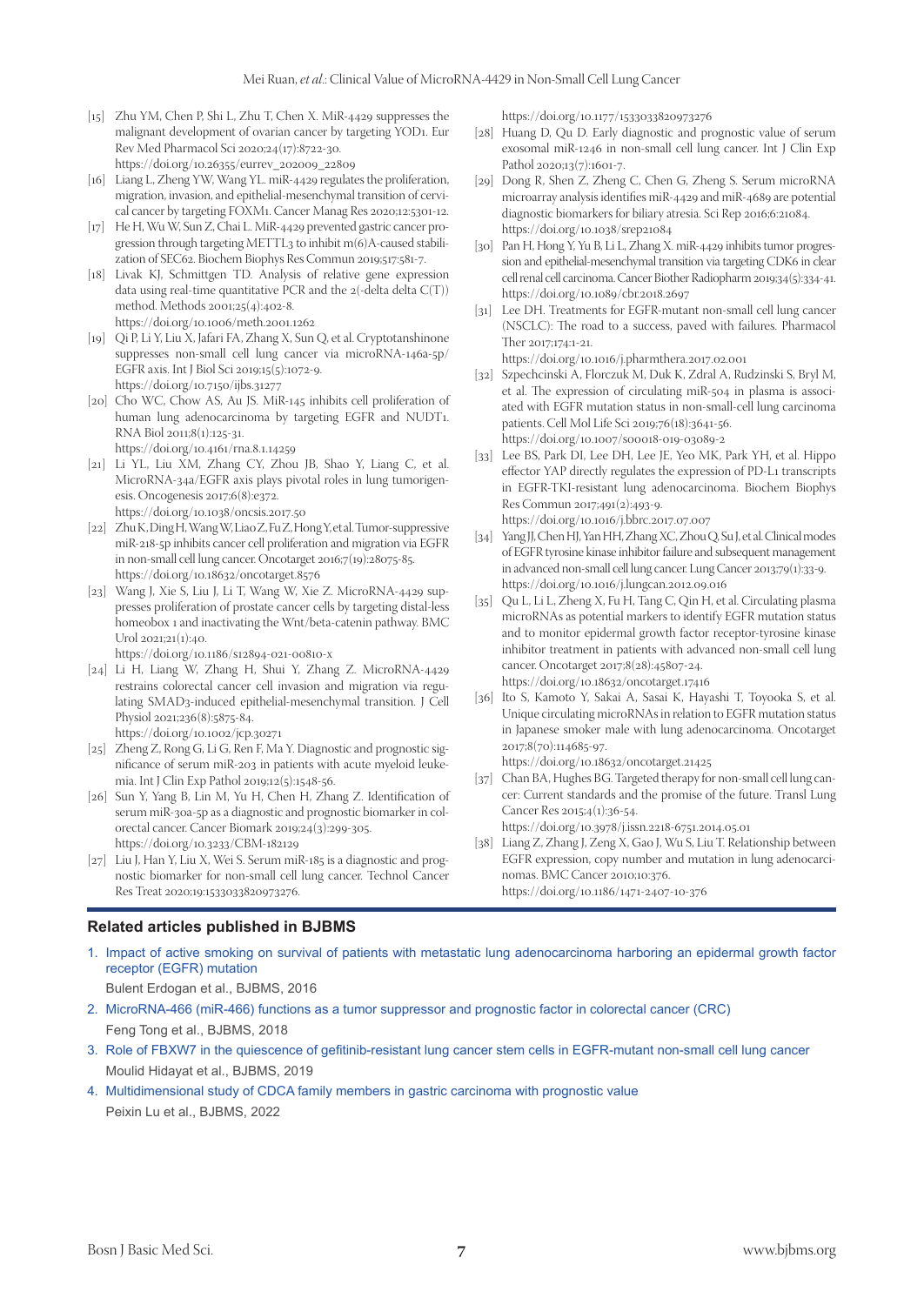[15] Zhu YM, Chen P, Shi L, Zhu T, Chen X. MiR-4429 suppresses the malignant development of ovarian cancer by targeting YOD1. Eur Rev Med Pharmacol Sci 2020;24(17):8722-30. https://doi.org/10.26355/eurrev_202009_22809

[16] Liang L, Zheng YW, Wang YL. miR-4429 regulates the proliferation, migration, invasion, and epithelial-mesenchymal transition of cervical cancer by targeting FOXM1. Cancer Manag Res 2020;12:5301-12.

[17] He H, Wu W, Sun Z, Chai L. MiR-4429 prevented gastric cancer progression through targeting METTL3 to inhibit m(6)A-caused stabilization of SEC62. Biochem Biophys Res Commun 2019;517:581-7.

[18] Livak KJ, Schmittgen TD. Analysis of relative gene expression data using real-time quantitative PCR and the 2(-delta delta C(T)) method. Methods 2001;25(4):402-8. https://doi.org/10.1006/meth.2001.1262

[19] Qi P, Li Y, Liu X, Jafari FA, Zhang X, Sun Q, et al. Cryptotanshinone suppresses non-small cell lung cancer via microRNA-146a-5p/EGFR axis. Int J Biol Sci 2019;15(5):1072-9. https://doi.org/10.7150/ijbs.31277

[20] Cho WC, Chow AS, Au JS. MiR-145 inhibits cell proliferation of human lung adenocarcinoma by targeting EGFR and NUDT1. RNA Biol 2011;8(1):125-31. https://doi.org/10.4161/rna.8.1.14259

[21] Li YL, Liu XM, Zhang CY, Zhou JB, Shao Y, Liang C, et al. MicroRNA-34a/EGFR axis plays pivotal roles in lung tumorigenesis. Oncogenesis 2017;6(8):e372. https://doi.org/10.1038/oncsis.2017.50

[22] Zhu K, Ding H, Wang W, Liao Z, Fu Z, Hong Y, et al. Tumor-suppressive miR-218-5p inhibits cancer cell proliferation and migration via EGFR in non-small cell lung cancer. Oncotarget 2016;7(19):28075-85. https://doi.org/10.18632/oncotarget.8576

[23] Wang J, Xie S, Liu J, Li T, Wang W, Xie Z. MicroRNA-4429 suppresses proliferation of prostate cancer cells by targeting distal-less homeobox 1 and inactivating the Wnt/beta-catenin pathway. BMC Urol 2021;21(1):40. https://doi.org/10.1186/s12894-021-00810-x

[24] Li H, Liang W, Zhang H, Shui Y, Zhang Z. MicroRNA-4429 restrains colorectal cancer cell invasion and migration via regulating SMAD3-induced epithelial-mesenchymal transition. J Cell Physiol 2021;236(8):5875-84. https://doi.org/10.1002/jcp.30271

[25] Zheng Z, Rong G, Li G, Ren F, Ma Y. Diagnostic and prognostic significance of serum miR-203 in patients with acute myeloid leukemia. Int J Clin Exp Pathol 2019;12(5):1548-56.

[26] Sun Y, Yang B, Lin M, Yu H, Chen H, Zhang Z. Identification of serum miR-30a-5p as a diagnostic and prognostic biomarker in colorectal cancer. Cancer Biomark 2019;24(3):299-305. https://doi.org/10.3233/CBM-182129

[27] Liu J, Han Y, Liu X, Wei S. Serum miR-185 is a diagnostic and prognostic biomarker for non-small cell lung cancer. Technol Cancer Res Treat 2020;19:1533033820973276. https://doi.org/10.1177/1533033820973276

[28] Huang D, Qu D. Early diagnostic and prognostic value of serum exosomal miR-1246 in non-small cell lung cancer. Int J Clin Exp Pathol 2020;13(7):1601-7.

[29] Dong R, Shen Z, Zheng C, Chen G, Zheng S. Serum microRNA microarray analysis identifies miR-4429 and miR-4689 are potential diagnostic biomarkers for biliary atresia. Sci Rep 2016;6:21084. https://doi.org/10.1038/srep21084

[30] Pan H, Hong Y, Yu B, Li L, Zhang X. miR-4429 inhibits tumor progression and epithelial-mesenchymal transition via targeting CDK6 in clear cell renal cell carcinoma. Cancer Biother Radiopharm 2019;34(5):334-41. https://doi.org/10.1089/cbr.2018.2697

[31] Lee DH. Treatments for EGFR-mutant non-small cell lung cancer (NSCLC): The road to a success, paved with failures. Pharmacol Ther 2017;174:1-21. https://doi.org/10.1016/j.pharmthera.2017.02.001

[32] Szpechcinski A, Florczuk M, Duk K, Zdral A, Rudzinski S, Bryl M, et al. The expression of circulating miR-504 in plasma is associated with EGFR mutation status in non-small-cell lung carcinoma patients. Cell Mol Life Sci 2019;76(18):3641-56. https://doi.org/10.1007/s00018-019-03089-2

[33] Lee BS, Park DI, Lee DH, Lee JE, Yeo MK, Park YH, et al. Hippo effector YAP directly regulates the expression of PD-L1 transcripts in EGFR-TKI-resistant lung adenocarcinoma. Biochem Biophys Res Commun 2017;491(2):493-9. https://doi.org/10.1016/j.bbrc.2017.07.007

[34] Yang JJ, Chen HJ, Yan HH, Zhang XC, Zhou Q, Su J, et al. Clinical modes of EGFR tyrosine kinase inhibitor failure and subsequent management in advanced non-small cell lung cancer. Lung Cancer 2013;79(1):33-9. https://doi.org/10.1016/j.lungcan.2012.09.016

[35] Qu L, Li L, Zheng X, Fu H, Tang C, Qin H, et al. Circulating plasma microRNAs as potential markers to identify EGFR mutation status and to monitor epidermal growth factor receptor-tyrosine kinase inhibitor treatment in patients with advanced non-small cell lung cancer. Oncotarget 2017;8(28):45807-24. https://doi.org/10.18632/oncotarget.17416

[36] Ito S, Kamoto Y, Sakai A, Sasai K, Hayashi T, Toyooka S, et al. Unique circulating microRNAs in relation to EGFR mutation status in Japanese smoker male with lung adenocarcinoma. Oncotarget 2017;8(70):114685-97. https://doi.org/10.18632/oncotarget.21425

[37] Chan BA, Hughes BG. Targeted therapy for non-small cell lung cancer: Current standards and the promise of the future. Transl Lung Cancer Res 2015;4(1):36-54. https://doi.org/10.3978/j.issn.2218-6751.2014.05.01

[38] Liang Z, Zhang J, Zeng X, Gao J, Wu S, Liu T. Relationship between EGFR expression, copy number and mutation in lung adenocarcinomas. BMC Cancer 2010;10:376. https://doi.org/10.1186/1471-2407-10-376

## Related articles published in BJBMS

1. Impact of active smoking on survival of patients with metastatic lung adenocarcinoma harboring an epidermal growth factor receptor (EGFR) mutation
   Bulent Erdogan et al., BJBMS, 2016
2. MicroRNA-466 (miR-466) functions as a tumor suppressor and prognostic factor in colorectal cancer (CRC)
   Feng Tong et al., BJBMS, 2018
3. Role of FBXW7 in the quiescence of gefitinib-resistant lung cancer stem cells in EGFR-mutant non-small cell lung cancer
   Moulid Hidayat et al., BJBMS, 2019
4. Multidimensional study of CDCA family members in gastric carcinoma with prognostic value
   Peixin Lu et al., BJBMS, 2022